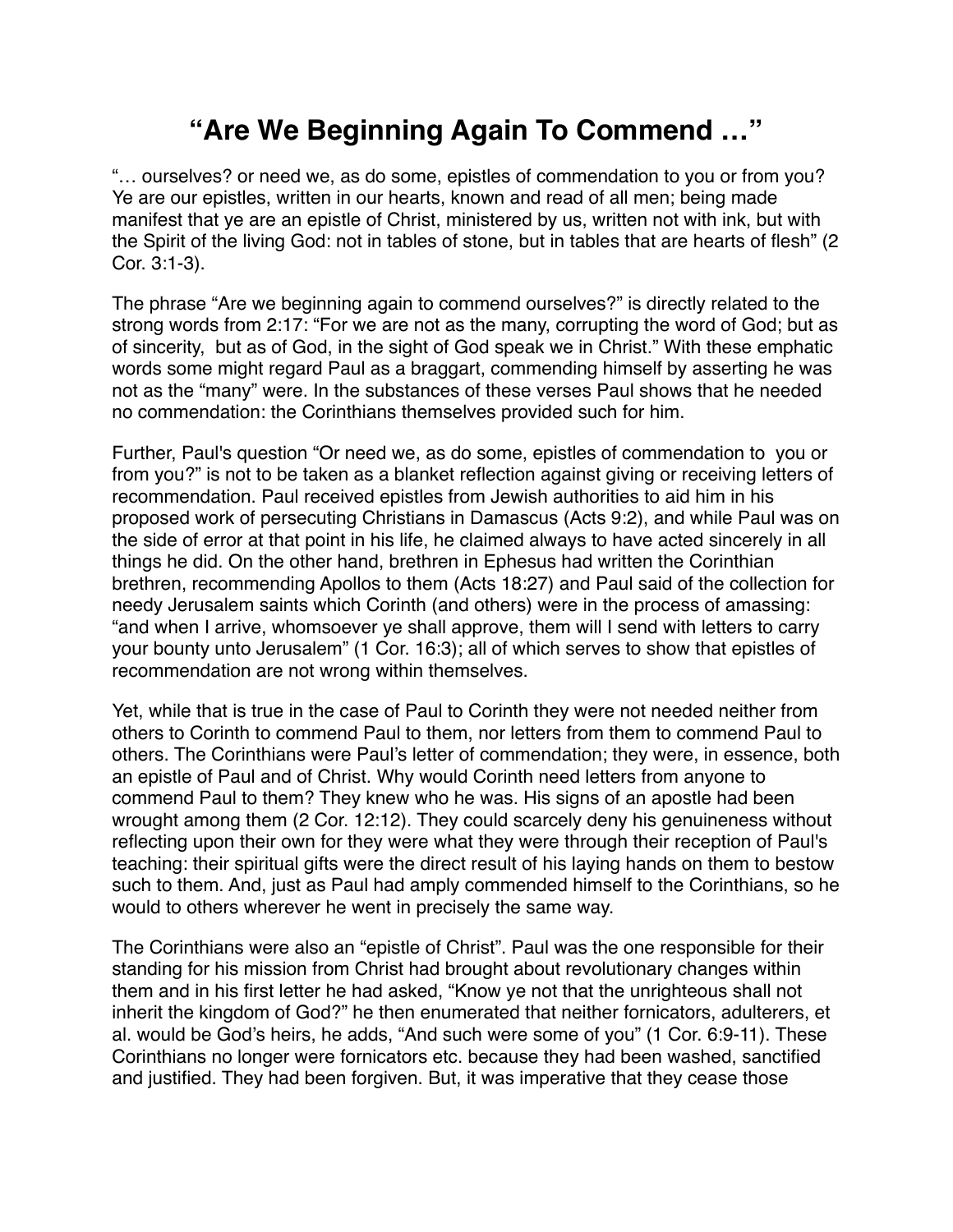# “Are We Beginning Again To Commend …”

“… ourselves? or need we, as do some, epistles of commendation to you or from you? Ye are our epistles, written in our hearts, known and read of all men; being made manifest that ye are an epistle of Christ, ministered by us, written not with ink, but with the Spirit of the living God: not in tables of stone, but in tables that are hearts of flesh” (2 Cor. 3:1-3).

The phrase “Are we beginning again to commend ourselves?” is directly related to the strong words from 2:17: “For we are not as the many, corrupting the word of God; but as of sincerity, but as of God, in the sight of God speak we in Christ.” With these emphatic words some might regard Paul as a braggart, commending himself by asserting he was not as the “many” were. In the substances of these verses Paul shows that he needed no commendation: the Corinthians themselves provided such for him.

Further, Paul's question “Or need we, as do some, epistles of commendation to you or from you?” is not to be taken as a blanket reflection against giving or receiving letters of recommendation. Paul received epistles from Jewish authorities to aid him in his proposed work of persecuting Christians in Damascus (Acts 9:2), and while Paul was on the side of error at that point in his life, he claimed always to have acted sincerely in all things he did. On the other hand, brethren in Ephesus had written the Corinthian brethren, recommending Apollos to them (Acts 18:27) and Paul said of the collection for needy Jerusalem saints which Corinth (and others) were in the process of amassing: “and when I arrive, whomsoever ye shall approve, them will I send with letters to carry your bounty unto Jerusalem” (1 Cor. 16:3); all of which serves to show that epistles of recommendation are not wrong within themselves.

Yet, while that is true in the case of Paul to Corinth they were not needed neither from others to Corinth to commend Paul to them, nor letters from them to commend Paul to others. The Corinthians were Paul’s letter of commendation; they were, in essence, both an epistle of Paul and of Christ. Why would Corinth need letters from anyone to commend Paul to them? They knew who he was. His signs of an apostle had been wrought among them (2 Cor. 12:12). They could scarcely deny his genuineness without reflecting upon their own for they were what they were through their reception of Paul's teaching: their spiritual gifts were the direct result of his laying hands on them to bestow such to them. And, just as Paul had amply commended himself to the Corinthians, so he would to others wherever he went in precisely the same way.

The Corinthians were also an “epistle of Christ”. Paul was the one responsible for their standing for his mission from Christ had brought about revolutionary changes within them and in his first letter he had asked, “Know ye not that the unrighteous shall not inherit the kingdom of God?” he then enumerated that neither fornicators, adulterers, et al. would be God’s heirs, he adds, “And such were some of you” (1 Cor. 6:9-11). These Corinthians no longer were fornicators etc. because they had been washed, sanctified and justified. They had been forgiven. But, it was imperative that they cease those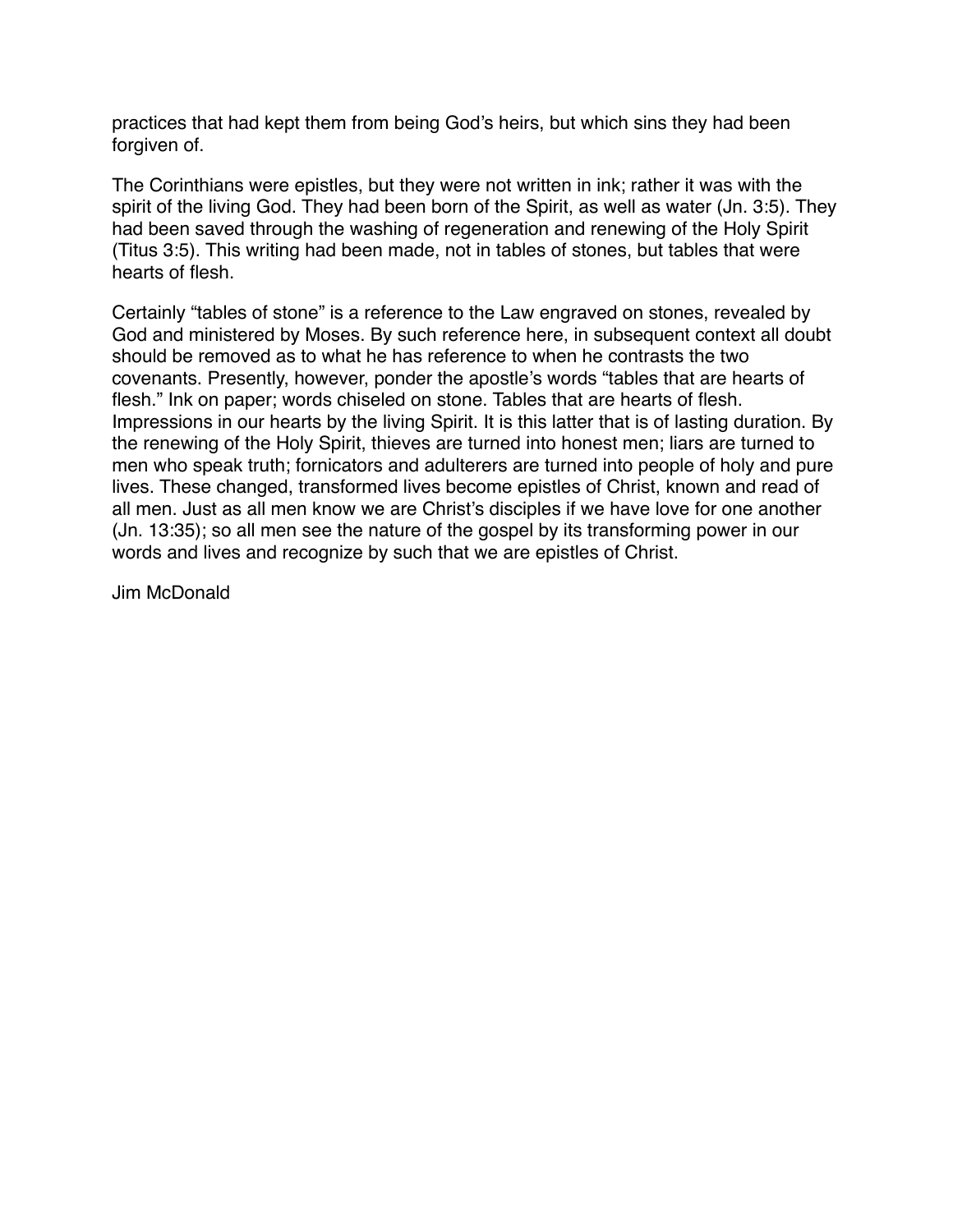practices that had kept them from being God's heirs, but which sins they had been forgiven of.

The Corinthians were epistles, but they were not written in ink; rather it was with the spirit of the living God. They had been born of the Spirit, as well as water (Jn. 3:5). They had been saved through the washing of regeneration and renewing of the Holy Spirit (Titus 3:5). This writing had been made, not in tables of stones, but tables that were hearts of flesh.

Certainly "tables of stone" is a reference to the Law engraved on stones, revealed by God and ministered by Moses. By such reference here, in subsequent context all doubt should be removed as to what he has reference to when he contrasts the two covenants. Presently, however, ponder the apostle's words "tables that are hearts of flesh." Ink on paper; words chiseled on stone. Tables that are hearts of flesh. Impressions in our hearts by the living Spirit. It is this latter that is of lasting duration. By the renewing of the Holy Spirit, thieves are turned into honest men; liars are turned to men who speak truth; fornicators and adulterers are turned into people of holy and pure lives. These changed, transformed lives become epistles of Christ, known and read of all men. Just as all men know we are Christ's disciples if we have love for one another (Jn. 13:35); so all men see the nature of the gospel by its transforming power in our words and lives and recognize by such that we are epistles of Christ.

Jim McDonald